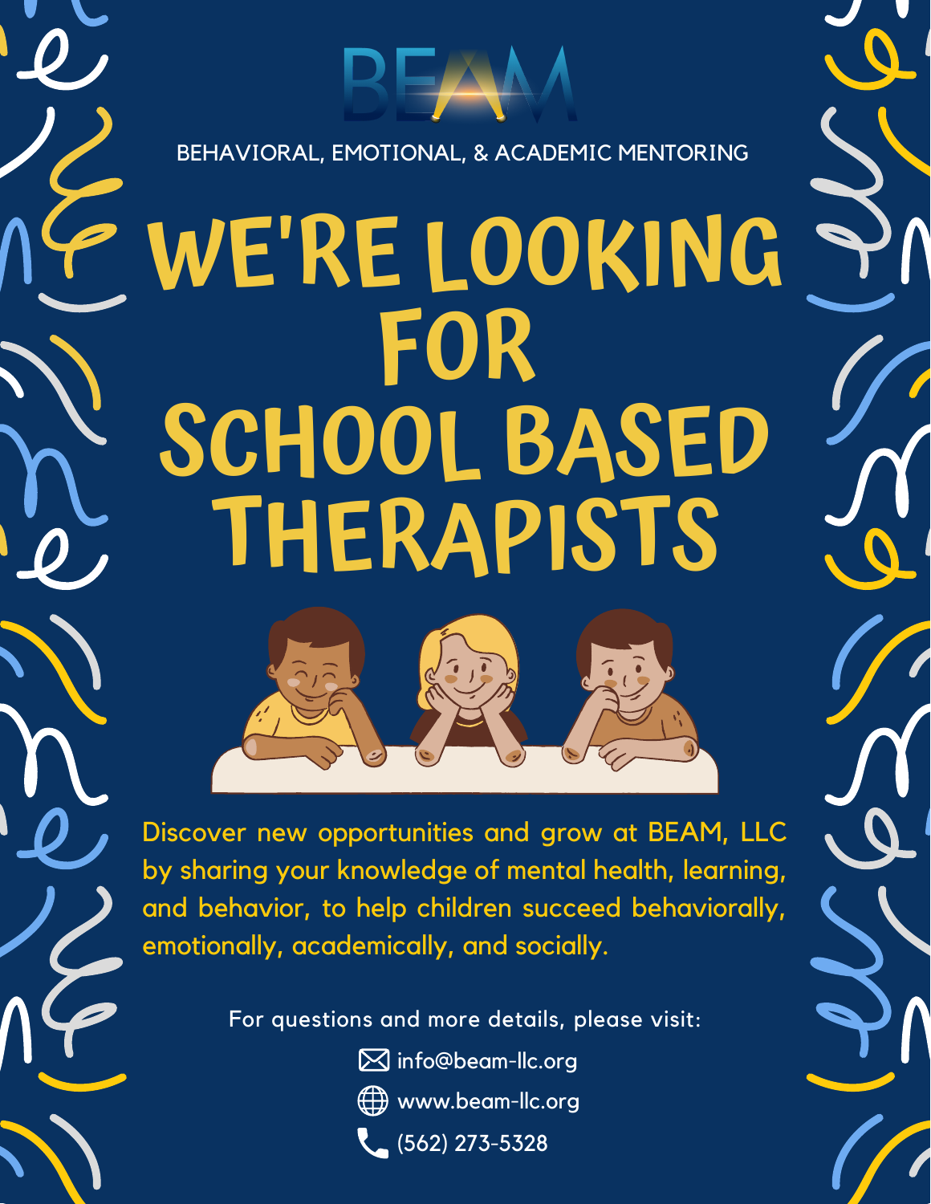# BEAM

BEHAVIORAL, EMOTIONAL, & ACADEMIC MENTORING

# WE'RE LOOKING FOR SCHOOL BASED THERAPISTS

Discover new opportunities and grow at BEAM, LLC by sharing your knowledge of mental health, learning, and behavior, to help children succeed behaviorally, emotionally, academically, and socially.

For questions and more details, please visit:

- info@beam-llc.org
- www.beam-llc.org
- (562) 273-5328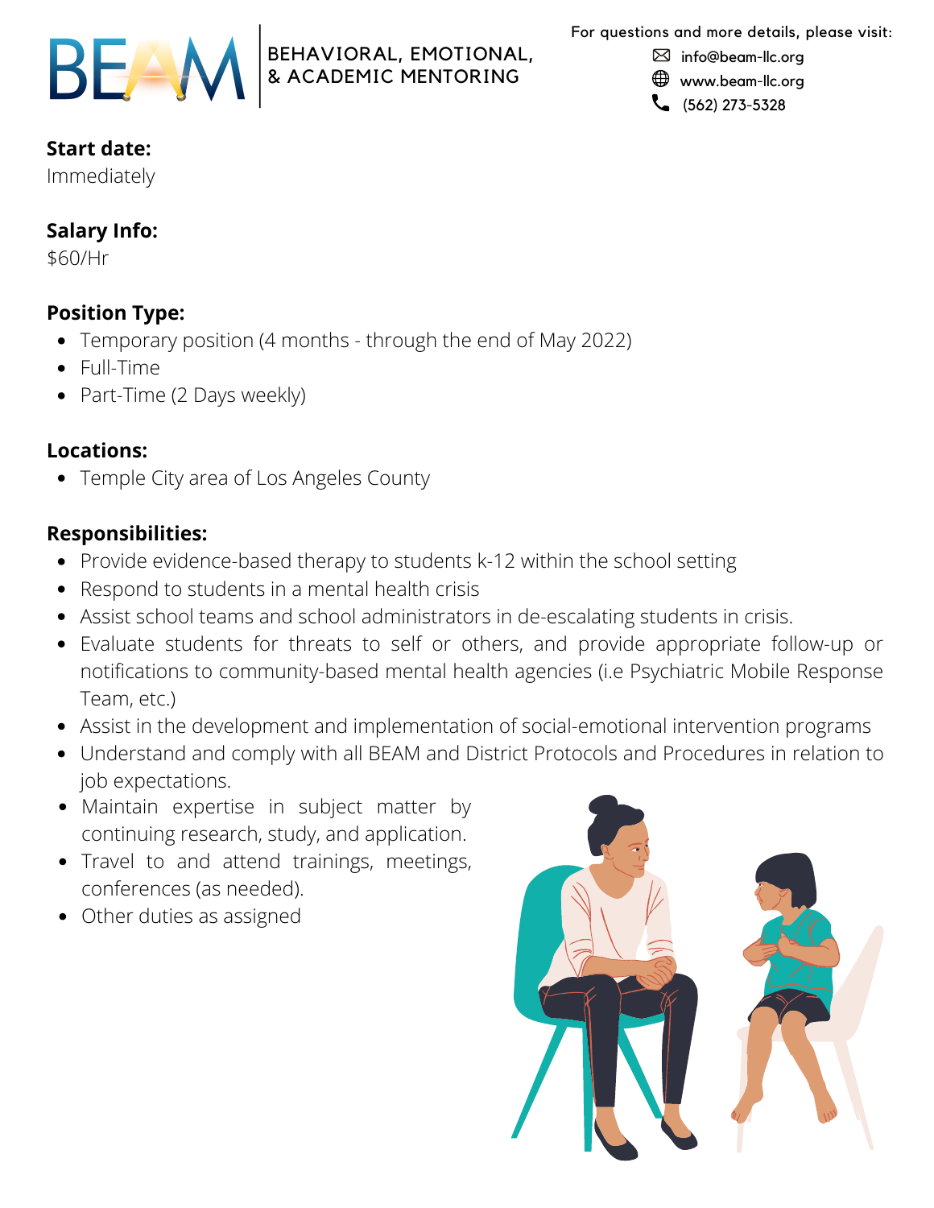BEAM | BEHAVIORAL, EMOTIONAL, & ACADEMIC MENTORING

For questions and more details, please visit:

- info@beam-llc.org
- www.beam-llc.org
- (562) 273-5328

**Start date:**
Immediately

**Salary Info:**
$60/Hr

**Position Type:**

- Temporary position (4 months - through the end of May 2022)
- Full-Time
- Part-Time (2 Days weekly)

**Locations:**

- Temple City area of Los Angeles County

**Responsibilities:**

- Provide evidence-based therapy to students k-12 within the school setting
- Respond to students in a mental health crisis
- Assist school teams and school administrators in de-escalating students in crisis.
- Evaluate students for threats to self or others, and provide appropriate follow-up or notifications to community-based mental health agencies (i.e Psychiatric Mobile Response Team, etc.)
- Assist in the development and implementation of social-emotional intervention programs
- Understand and comply with all BEAM and District Protocols and Procedures in relation to job expectations.
- Maintain expertise in subject matter by continuing research, study, and application.
- Travel to and attend trainings, meetings, conferences (as needed).
- Other duties as assigned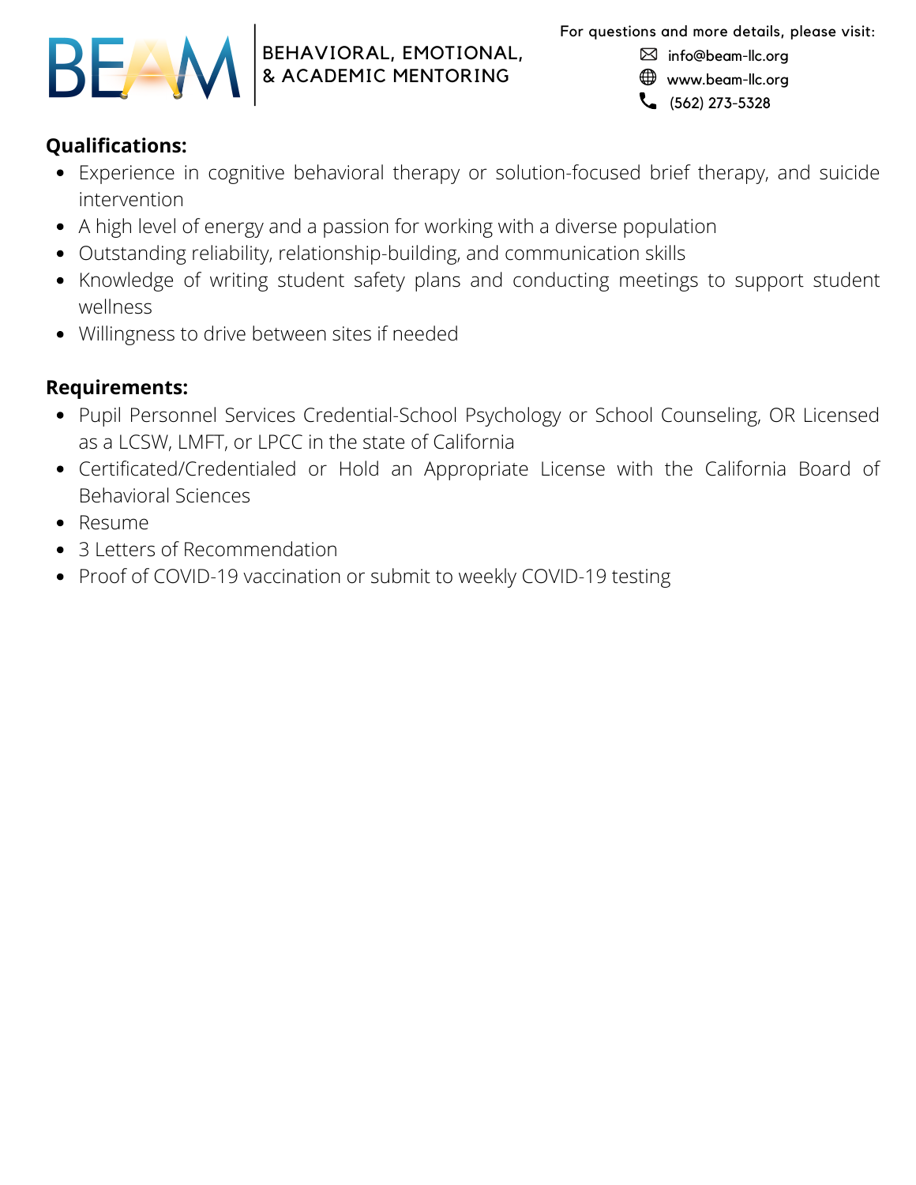**Qualifications:**

- Experience in cognitive behavioral therapy or solution-focused brief therapy, and suicide intervention
- A high level of energy and a passion for working with a diverse population
- Outstanding reliability, relationship-building, and communication skills
- Knowledge of writing student safety plans and conducting meetings to support student wellness
- Willingness to drive between sites if needed

**Requirements:**

- Pupil Personnel Services Credential-School Psychology or School Counseling, OR Licensed as a LCSW, LMFT, or LPCC in the state of California
- Certificated/Credentialed or Hold an Appropriate License with the California Board of Behavioral Sciences
- Resume
- 3 Letters of Recommendation
- Proof of COVID-19 vaccination or submit to weekly COVID-19 testing